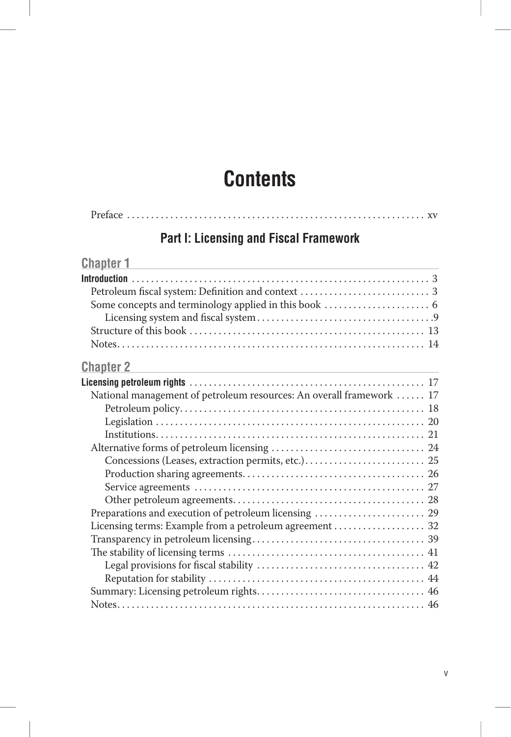# Contents

Preface . . . . . . . . . . . . . . . . . . . . . . . . . . . . . . . . . . . . . . . . . . . . . . . . . . . . . . . . . . . . . xv

## Part I: Licensing and Fiscal Framework

### Chapter 1

**Introduction** . . . . . . . . . . . . . . . . . . . . . . . . . . . . . . . . . . . . . . . . . . . . . . . . . . . . . . . . . . . . . . 3

- Petroleum fiscal system: Definition and context . . . . . . . . . . . . . . . . . . . . . . . . . . 3
- Some concepts and terminology applied in this book . . . . . . . . . . . . . . . . . . . . . 6
  - Licensing system and fiscal system . . . . . . . . . . . . . . . . . . . . . . . . . . . . . . . . . . . .9
- Structure of this book . . . . . . . . . . . . . . . . . . . . . . . . . . . . . . . . . . . . . . . . . . . . . . . . 13
- Notes . . . . . . . . . . . . . . . . . . . . . . . . . . . . . . . . . . . . . . . . . . . . . . . . . . . . . . . . . . . . . . . 14

### Chapter 2

**Licensing petroleum rights** . . . . . . . . . . . . . . . . . . . . . . . . . . . . . . . . . . . . . . . . . . . . . . . . 17

- National management of petroleum resources: An overall framework . . . . . . 17
  - Petroleum policy . . . . . . . . . . . . . . . . . . . . . . . . . . . . . . . . . . . . . . . . . . . . . . . . . . . 18
  - Legislation . . . . . . . . . . . . . . . . . . . . . . . . . . . . . . . . . . . . . . . . . . . . . . . . . . . . . . . . 20
  - Institutions . . . . . . . . . . . . . . . . . . . . . . . . . . . . . . . . . . . . . . . . . . . . . . . . . . . . . . . . 21
- Alternative forms of petroleum licensing . . . . . . . . . . . . . . . . . . . . . . . . . . . . . . . . 24
  - Concessions (Leases, extraction permits, etc.) . . . . . . . . . . . . . . . . . . . . . . . . . 25
  - Production sharing agreements . . . . . . . . . . . . . . . . . . . . . . . . . . . . . . . . . . . . . . 26
  - Service agreements . . . . . . . . . . . . . . . . . . . . . . . . . . . . . . . . . . . . . . . . . . . . . . . . 27
  - Other petroleum agreements . . . . . . . . . . . . . . . . . . . . . . . . . . . . . . . . . . . . . . . . 28
- Preparations and execution of petroleum licensing . . . . . . . . . . . . . . . . . . . . . . . 29
- Licensing terms: Example from a petroleum agreement . . . . . . . . . . . . . . . . . . . 32
- Transparency in petroleum licensing . . . . . . . . . . . . . . . . . . . . . . . . . . . . . . . . . . . . 39
- The stability of licensing terms . . . . . . . . . . . . . . . . . . . . . . . . . . . . . . . . . . . . . . . . . 41
  - Legal provisions for fiscal stability . . . . . . . . . . . . . . . . . . . . . . . . . . . . . . . . . . . 42
  - Reputation for stability . . . . . . . . . . . . . . . . . . . . . . . . . . . . . . . . . . . . . . . . . . . . . 44
- Summary: Licensing petroleum rights . . . . . . . . . . . . . . . . . . . . . . . . . . . . . . . . . . . 46
- Notes . . . . . . . . . . . . . . . . . . . . . . . . . . . . . . . . . . . . . . . . . . . . . . . . . . . . . . . . . . . . . . . 46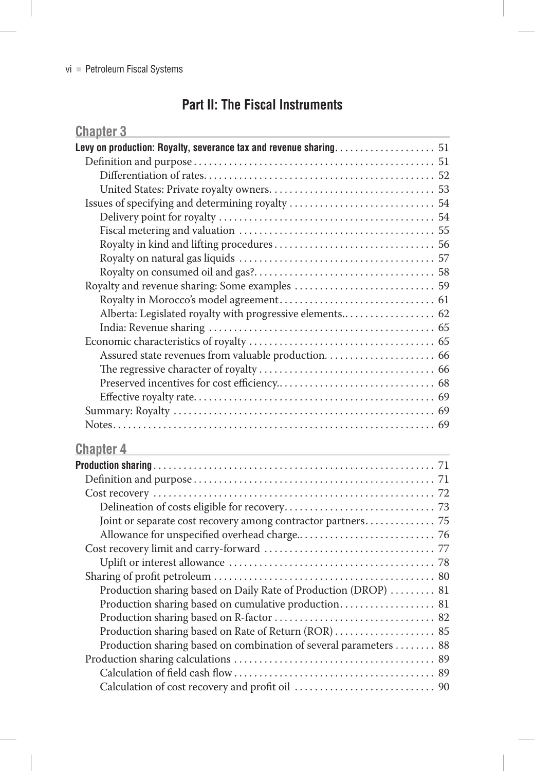## Part II: The Fiscal Instruments

### Chapter 3

**Levy on production: Royalty, severance tax and revenue sharing** . . . . . . . . . . . . . . . . . . . . 51

- Definition and purpose . . . . . . . . . . . . . . . . . . . . . . . . . . . . . . . . . . . . . . . . . . . . . . . 51
  - Differentiation of rates. . . . . . . . . . . . . . . . . . . . . . . . . . . . . . . . . . . . . . . . . . . . . 52
  - United States: Private royalty owners. . . . . . . . . . . . . . . . . . . . . . . . . . . . . . . . . 53
- Issues of specifying and determining royalty . . . . . . . . . . . . . . . . . . . . . . . . . . . . 54
  - Delivery point for royalty . . . . . . . . . . . . . . . . . . . . . . . . . . . . . . . . . . . . . . . . . . . 54
  - Fiscal metering and valuation . . . . . . . . . . . . . . . . . . . . . . . . . . . . . . . . . . . . . . . 55
  - Royalty in kind and lifting procedures . . . . . . . . . . . . . . . . . . . . . . . . . . . . . . . . 56
  - Royalty on natural gas liquids . . . . . . . . . . . . . . . . . . . . . . . . . . . . . . . . . . . . . . . 57
  - Royalty on consumed oil and gas?. . . . . . . . . . . . . . . . . . . . . . . . . . . . . . . . . . . . 58
- Royalty and revenue sharing: Some examples . . . . . . . . . . . . . . . . . . . . . . . . . . . . 59
  - Royalty in Morocco's model agreement. . . . . . . . . . . . . . . . . . . . . . . . . . . . . . . 61
  - Alberta: Legislated royalty with progressive elements.. . . . . . . . . . . . . . . . . . . 62
  - India: Revenue sharing . . . . . . . . . . . . . . . . . . . . . . . . . . . . . . . . . . . . . . . . . . . . 65
- Economic characteristics of royalty . . . . . . . . . . . . . . . . . . . . . . . . . . . . . . . . . . . . 65
  - Assured state revenues from valuable production. . . . . . . . . . . . . . . . . . . . . . 66
  - The regressive character of royalty . . . . . . . . . . . . . . . . . . . . . . . . . . . . . . . . . . . 66
  - Preserved incentives for cost efficiency.. . . . . . . . . . . . . . . . . . . . . . . . . . . . . . . 68
  - Effective royalty rate. . . . . . . . . . . . . . . . . . . . . . . . . . . . . . . . . . . . . . . . . . . . . . . 69
- Summary: Royalty . . . . . . . . . . . . . . . . . . . . . . . . . . . . . . . . . . . . . . . . . . . . . . . . . . 69
- Notes. . . . . . . . . . . . . . . . . . . . . . . . . . . . . . . . . . . . . . . . . . . . . . . . . . . . . . . . . . . . . 69

### Chapter 4

**Production sharing** . . . . . . . . . . . . . . . . . . . . . . . . . . . . . . . . . . . . . . . . . . . . . . . . . . . 71

- Definition and purpose . . . . . . . . . . . . . . . . . . . . . . . . . . . . . . . . . . . . . . . . . . . . . . . 71
- Cost recovery . . . . . . . . . . . . . . . . . . . . . . . . . . . . . . . . . . . . . . . . . . . . . . . . . . . . . . . 72
  - Delineation of costs eligible for recovery. . . . . . . . . . . . . . . . . . . . . . . . . . . . . . 73
  - Joint or separate cost recovery among contractor partners. . . . . . . . . . . . . 75
  - Allowance for unspecified overhead charge.. . . . . . . . . . . . . . . . . . . . . . . . . . . 76
- Cost recovery limit and carry-forward . . . . . . . . . . . . . . . . . . . . . . . . . . . . . . . . . 77
  - Uplift or interest allowance . . . . . . . . . . . . . . . . . . . . . . . . . . . . . . . . . . . . . . . . . 78
- Sharing of profit petroleum . . . . . . . . . . . . . . . . . . . . . . . . . . . . . . . . . . . . . . . . . . . . 80
  - Production sharing based on Daily Rate of Production (DROP) . . . . . . . . . 81
  - Production sharing based on cumulative production. . . . . . . . . . . . . . . . . . . 81
  - Production sharing based on R-factor . . . . . . . . . . . . . . . . . . . . . . . . . . . . . . . . 82
  - Production sharing based on Rate of Return (ROR) . . . . . . . . . . . . . . . . . . . . 85
  - Production sharing based on combination of several parameters . . . . . . . . 88
- Production sharing calculations . . . . . . . . . . . . . . . . . . . . . . . . . . . . . . . . . . . . . . . . 89
  - Calculation of field cash flow . . . . . . . . . . . . . . . . . . . . . . . . . . . . . . . . . . . . . . . . 89
  - Calculation of cost recovery and profit oil . . . . . . . . . . . . . . . . . . . . . . . . . . . . 90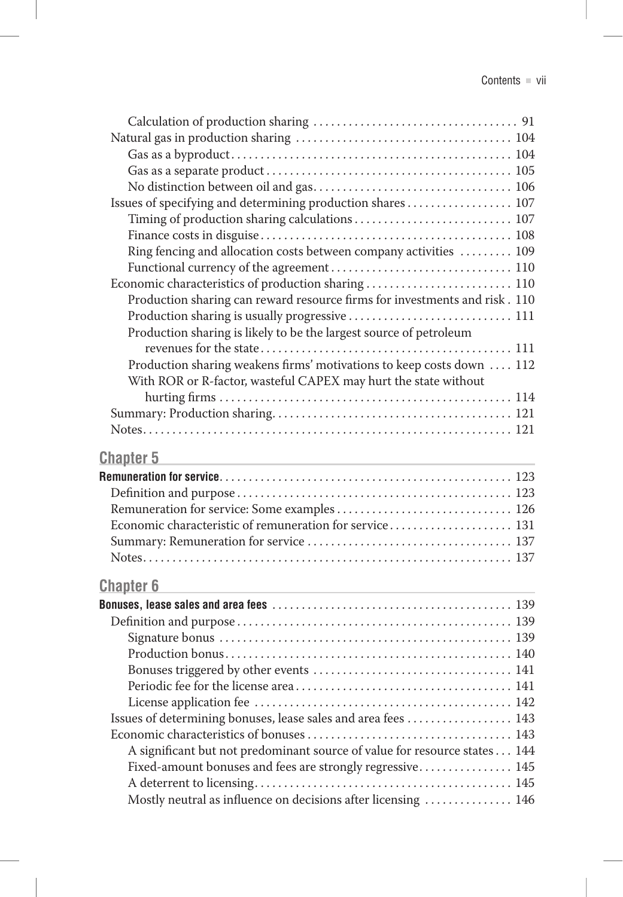Calculation of production sharing ..... 91

Natural gas in production sharing ..... 104

Gas as a byproduct ..... 104

Gas as a separate product ..... 105

No distinction between oil and gas ..... 106

Issues of specifying and determining production shares ..... 107

Timing of production sharing calculations ..... 107

Finance costs in disguise ..... 108

Ring fencing and allocation costs between company activities ..... 109

Functional currency of the agreement ..... 110

Economic characteristics of production sharing ..... 110

Production sharing can reward resource firms for investments and risk ..... 110

Production sharing is usually progressive ..... 111

Production sharing is likely to be the largest source of petroleum revenues for the state ..... 111

Production sharing weakens firms' motivations to keep costs down ..... 112

With ROR or R-factor, wasteful CAPEX may hurt the state without hurting firms ..... 114

Summary: Production sharing ..... 121

Notes ..... 121

## Chapter 5

**Remuneration for service** ..... 123

Definition and purpose ..... 123

Remuneration for service: Some examples ..... 126

Economic characteristic of remuneration for service ..... 131

Summary: Remuneration for service ..... 137

Notes ..... 137

## Chapter 6

**Bonuses, lease sales and area fees** ..... 139

Definition and purpose ..... 139

Signature bonus ..... 139

Production bonus ..... 140

Bonuses triggered by other events ..... 141

Periodic fee for the license area ..... 141

License application fee ..... 142

Issues of determining bonuses, lease sales and area fees ..... 143

Economic characteristics of bonuses ..... 143

A significant but not predominant source of value for resource states ..... 144

Fixed-amount bonuses and fees are strongly regressive ..... 145

A deterrent to licensing ..... 145

Mostly neutral as influence on decisions after licensing ..... 146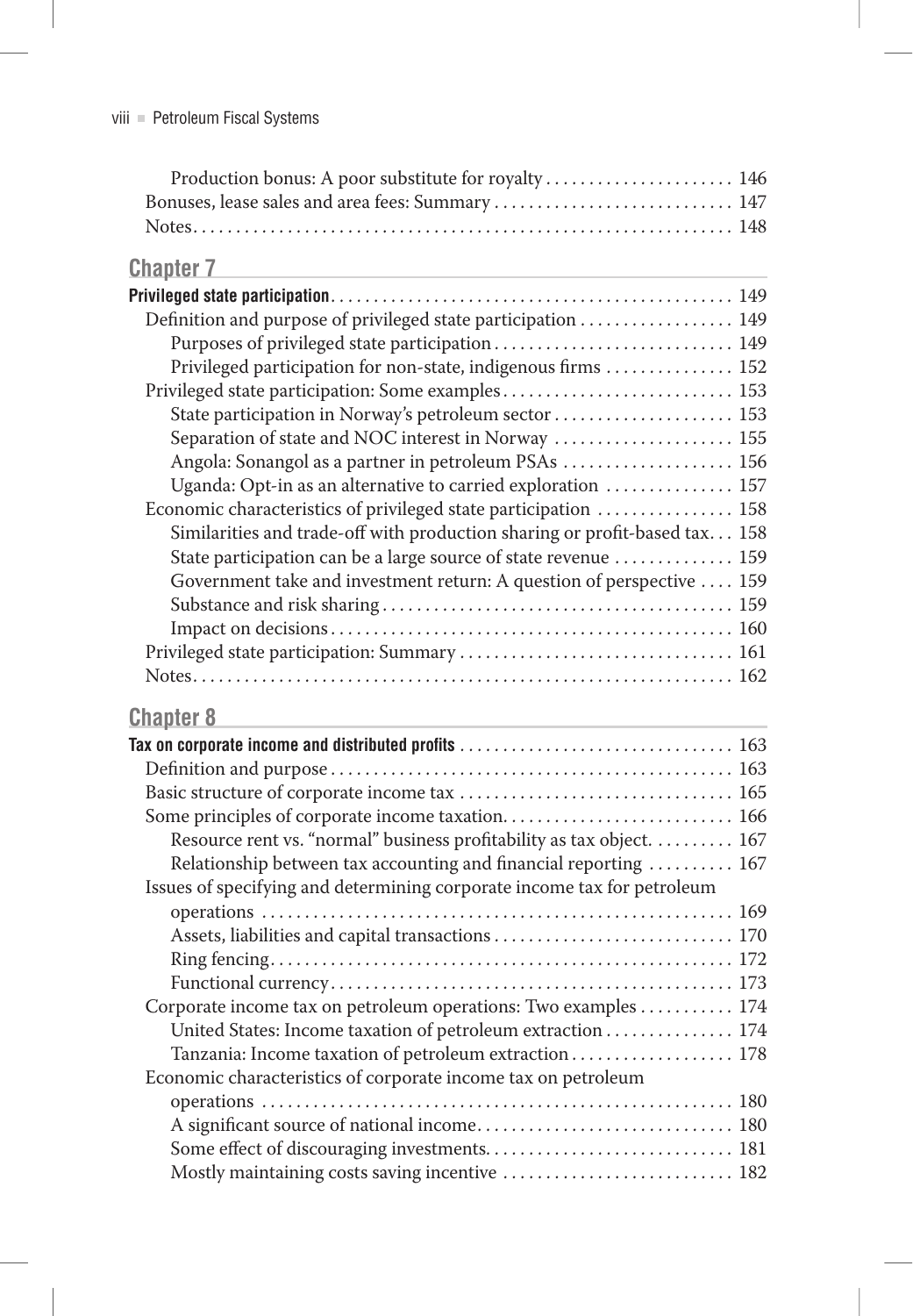Production bonus: A poor substitute for royalty . . . . . . . . . . . . . . . . . . . . . . 146
Bonuses, lease sales and area fees: Summary . . . . . . . . . . . . . . . . . . . . . . . . . . . 147
Notes . . . . . . . . . . . . . . . . . . . . . . . . . . . . . . . . . . . . . . . . . . . . . . . . . . . . . . . . . . . . 148

## Chapter 7

**Privileged state participation** . . . . . . . . . . . . . . . . . . . . . . . . . . . . . . . . . . . . . . . . . . . . . . . 149
- Definition and purpose of privileged state participation . . . . . . . . . . . . . . . . . . 149
  - Purposes of privileged state participation . . . . . . . . . . . . . . . . . . . . . . . . . . . 149
  - Privileged participation for non-state, indigenous firms . . . . . . . . . . . . . . . 152
- Privileged state participation: Some examples . . . . . . . . . . . . . . . . . . . . . . . . . . 153
  - State participation in Norway's petroleum sector . . . . . . . . . . . . . . . . . . . . . 153
  - Separation of state and NOC interest in Norway . . . . . . . . . . . . . . . . . . . . . 155
  - Angola: Sonangol as a partner in petroleum PSAs . . . . . . . . . . . . . . . . . . . . 156
  - Uganda: Opt-in as an alternative to carried exploration . . . . . . . . . . . . . . . 157
- Economic characteristics of privileged state participation . . . . . . . . . . . . . . . . 158
  - Similarities and trade-off with production sharing or profit-based tax . . . 158
  - State participation can be a large source of state revenue . . . . . . . . . . . . . 159
  - Government take and investment return: A question of perspective . . . . 159
  - Substance and risk sharing . . . . . . . . . . . . . . . . . . . . . . . . . . . . . . . . . . . . . . . . 159
  - Impact on decisions . . . . . . . . . . . . . . . . . . . . . . . . . . . . . . . . . . . . . . . . . . . . . . 160
- Privileged state participation: Summary . . . . . . . . . . . . . . . . . . . . . . . . . . . . . . . 161
- Notes . . . . . . . . . . . . . . . . . . . . . . . . . . . . . . . . . . . . . . . . . . . . . . . . . . . . . . . . . . . . 162

## Chapter 8

**Tax on corporate income and distributed profits** . . . . . . . . . . . . . . . . . . . . . . . . . . . . . . . 163
- Definition and purpose . . . . . . . . . . . . . . . . . . . . . . . . . . . . . . . . . . . . . . . . . . . . . . 163
- Basic structure of corporate income tax . . . . . . . . . . . . . . . . . . . . . . . . . . . . . . . 165
- Some principles of corporate income taxation . . . . . . . . . . . . . . . . . . . . . . . . . . 166
  - Resource rent vs. "normal" business profitability as tax object . . . . . . . . . 167
  - Relationship between tax accounting and financial reporting . . . . . . . . . 167
- Issues of specifying and determining corporate income tax for petroleum operations . . . . . . . . . . . . . . . . . . . . . . . . . . . . . . . . . . . . . . . . . . . . . . . . . . . . . . 169
  - Assets, liabilities and capital transactions . . . . . . . . . . . . . . . . . . . . . . . . . . . 170
  - Ring fencing . . . . . . . . . . . . . . . . . . . . . . . . . . . . . . . . . . . . . . . . . . . . . . . . . . . . 172
  - Functional currency . . . . . . . . . . . . . . . . . . . . . . . . . . . . . . . . . . . . . . . . . . . . . . 173
- Corporate income tax on petroleum operations: Two examples . . . . . . . . . . . 174
  - United States: Income taxation of petroleum extraction . . . . . . . . . . . . . . 174
  - Tanzania: Income taxation of petroleum extraction . . . . . . . . . . . . . . . . . . 178
- Economic characteristics of corporate income tax on petroleum operations . . . . . . . . . . . . . . . . . . . . . . . . . . . . . . . . . . . . . . . . . . . . . . . . . . . . . 180
  - A significant source of national income . . . . . . . . . . . . . . . . . . . . . . . . . . . . . 180
  - Some effect of discouraging investments . . . . . . . . . . . . . . . . . . . . . . . . . . . . 181
  - Mostly maintaining costs saving incentive . . . . . . . . . . . . . . . . . . . . . . . . . . 182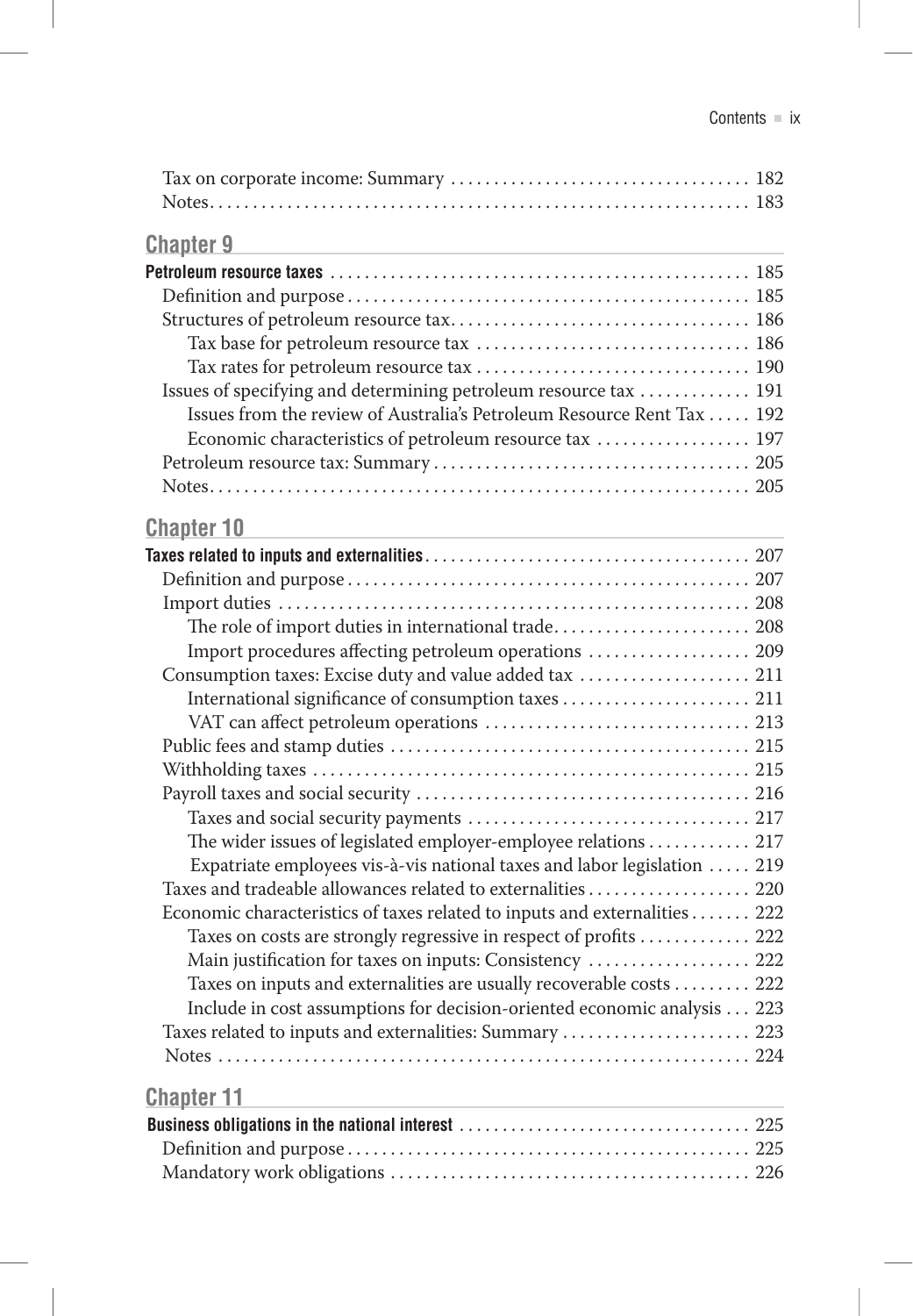Tax on corporate income: Summary . . . . . . . . . . . . . . . . . . . . . . . . . . . . . . . . . . 182
Notes. . . . . . . . . . . . . . . . . . . . . . . . . . . . . . . . . . . . . . . . . . . . . . . . . . . . . . . . . . . . . 183

## Chapter 9

**Petroleum resource taxes** . . . . . . . . . . . . . . . . . . . . . . . . . . . . . . . . . . . . . . . . . . . . . . . 185
- Definition and purpose . . . . . . . . . . . . . . . . . . . . . . . . . . . . . . . . . . . . . . . . . . . . . . 185
- Structures of petroleum resource tax. . . . . . . . . . . . . . . . . . . . . . . . . . . . . . . . . . . 186
  - Tax base for petroleum resource tax . . . . . . . . . . . . . . . . . . . . . . . . . . . . . . . . 186
  - Tax rates for petroleum resource tax . . . . . . . . . . . . . . . . . . . . . . . . . . . . . . . . 190
- Issues of specifying and determining petroleum resource tax . . . . . . . . . . . . . 191
  - Issues from the review of Australia's Petroleum Resource Rent Tax . . . . . 192
  - Economic characteristics of petroleum resource tax . . . . . . . . . . . . . . . . . . 197
- Petroleum resource tax: Summary . . . . . . . . . . . . . . . . . . . . . . . . . . . . . . . . . . . . . 205
- Notes. . . . . . . . . . . . . . . . . . . . . . . . . . . . . . . . . . . . . . . . . . . . . . . . . . . . . . . . . . . . . 205

## Chapter 10

**Taxes related to inputs and externalities** . . . . . . . . . . . . . . . . . . . . . . . . . . . . . . . . . . . . 207
- Definition and purpose . . . . . . . . . . . . . . . . . . . . . . . . . . . . . . . . . . . . . . . . . . . . . . 207
- Import duties . . . . . . . . . . . . . . . . . . . . . . . . . . . . . . . . . . . . . . . . . . . . . . . . . . . . . . 208
  - The role of import duties in international trade. . . . . . . . . . . . . . . . . . . . . . . 208
  - Import procedures affecting petroleum operations . . . . . . . . . . . . . . . . . . . 209
- Consumption taxes: Excise duty and value added tax . . . . . . . . . . . . . . . . . . . . 211
  - International significance of consumption taxes . . . . . . . . . . . . . . . . . . . . . . 211
  - VAT can affect petroleum operations . . . . . . . . . . . . . . . . . . . . . . . . . . . . . . . 213
- Public fees and stamp duties . . . . . . . . . . . . . . . . . . . . . . . . . . . . . . . . . . . . . . . . . . 215
- Withholding taxes . . . . . . . . . . . . . . . . . . . . . . . . . . . . . . . . . . . . . . . . . . . . . . . . . . 215
- Payroll taxes and social security . . . . . . . . . . . . . . . . . . . . . . . . . . . . . . . . . . . . . . . 216
  - Taxes and social security payments . . . . . . . . . . . . . . . . . . . . . . . . . . . . . . . . . 217
  - The wider issues of legislated employer-employee relations . . . . . . . . . . . . 217
  - Expatriate employees vis-à-vis national taxes and labor legislation . . . . . 219
- Taxes and tradeable allowances related to externalities . . . . . . . . . . . . . . . . . . . 220
- Economic characteristics of taxes related to inputs and externalities . . . . . . . 222
  - Taxes on costs are strongly regressive in respect of profits . . . . . . . . . . . . . 222
  - Main justification for taxes on inputs: Consistency . . . . . . . . . . . . . . . . . . . 222
  - Taxes on inputs and externalities are usually recoverable costs . . . . . . . . . 222
  - Include in cost assumptions for decision-oriented economic analysis . . . 223
- Taxes related to inputs and externalities: Summary . . . . . . . . . . . . . . . . . . . . . . 223
- Notes . . . . . . . . . . . . . . . . . . . . . . . . . . . . . . . . . . . . . . . . . . . . . . . . . . . . . . . . . . . . . 224

## Chapter 11

**Business obligations in the national interest** . . . . . . . . . . . . . . . . . . . . . . . . . . . . . . . . . . 225
- Definition and purpose . . . . . . . . . . . . . . . . . . . . . . . . . . . . . . . . . . . . . . . . . . . . . . 225
- Mandatory work obligations . . . . . . . . . . . . . . . . . . . . . . . . . . . . . . . . . . . . . . . . . . 226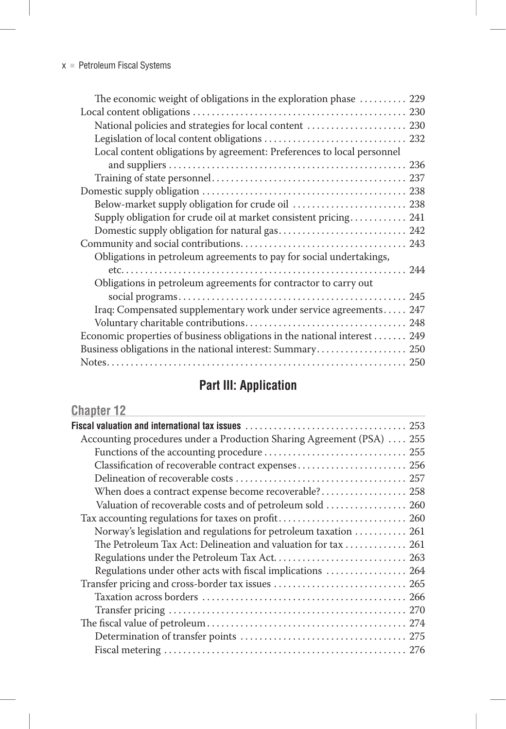The economic weight of obligations in the exploration phase .......... 229
Local content obligations ............................................ 230
National policies and strategies for local content ..................... 230
Legislation of local content obligations .............................. 232
Local content obligations by agreement: Preferences to local personnel and suppliers .................................................. 236
Training of state personnel......................................... 237
Domestic supply obligation ........................................... 238
Below-market supply obligation for crude oil ........................ 238
Supply obligation for crude oil at market consistent pricing............ 241
Domestic supply obligation for natural gas........................... 242
Community and social contributions................................... 243
Obligations in petroleum agreements to pay for social undertakings, etc............................................................ 244
Obligations in petroleum agreements for contractor to carry out social programs................................................ 245
Iraq: Compensated supplementary work under service agreements..... 247
Voluntary charitable contributions.................................. 248
Economic properties of business obligations in the national interest ....... 249
Business obligations in the national interest: Summary................... 250
Notes............................................................... 250

## Part III: Application

### Chapter 12

**Fiscal valuation and international tax issues** .................................. 253
Accounting procedures under a Production Sharing Agreement (PSA) .... 255
Functions of the accounting procedure .............................. 255
Classification of recoverable contract expenses....................... 256
Delineation of recoverable costs .................................... 257
When does a contract expense become recoverable?.................. 258
Valuation of recoverable costs and of petroleum sold ................. 260
Tax accounting regulations for taxes on profit........................... 260
Norway's legislation and regulations for petroleum taxation ........... 261
The Petroleum Tax Act: Delineation and valuation for tax ............. 261
Regulations under the Petroleum Tax Act............................ 263
Regulations under other acts with fiscal implications ................. 264
Transfer pricing and cross-border tax issues ............................ 265
Taxation across borders ........................................... 266
Transfer pricing .................................................. 270
The fiscal value of petroleum.......................................... 274
Determination of transfer points ................................... 275
Fiscal metering ................................................... 276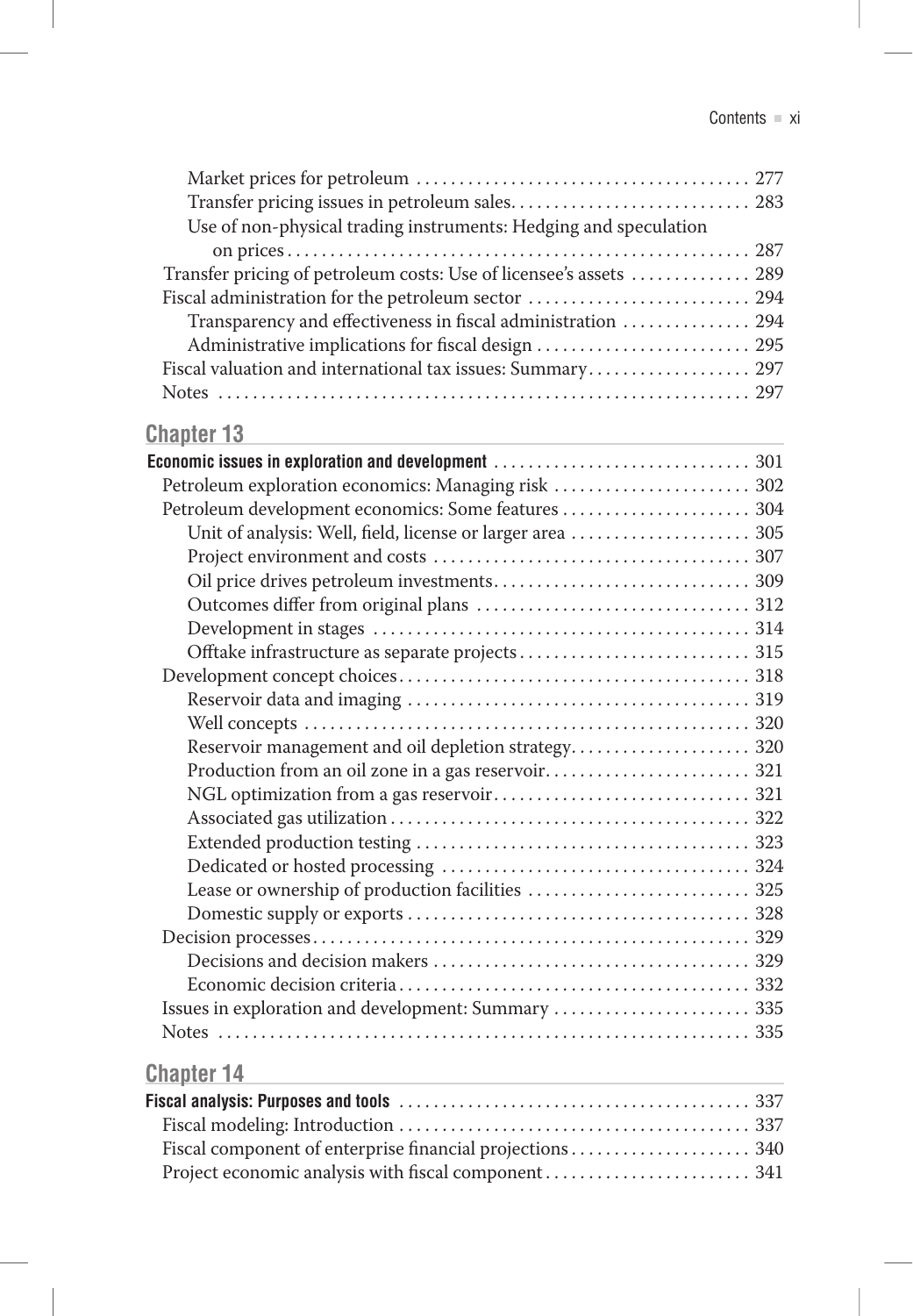Market prices for petroleum ....................................... 277
Transfer pricing issues in petroleum sales........................... 283
Use of non-physical trading instruments: Hedging and speculation on prices....................................................... 287
Transfer pricing of petroleum costs: Use of licensee's assets ............. 289
Fiscal administration for the petroleum sector .......................... 294
Transparency and effectiveness in fiscal administration ............... 294
Administrative implications for fiscal design ......................... 295
Fiscal valuation and international tax issues: Summary................... 297
Notes ................................................................ 297

## Chapter 13

**Economic issues in exploration and development** .............................. 301
Petroleum exploration economics: Managing risk ....................... 302
Petroleum development economics: Some features ...................... 304
Unit of analysis: Well, field, license or larger area ..................... 305
Project environment and costs ..................................... 307
Oil price drives petroleum investments.............................. 309
Outcomes differ from original plans ................................ 312
Development in stages ............................................ 314
Offtake infrastructure as separate projects........................... 315
Development concept choices......................................... 318
Reservoir data and imaging ........................................ 319
Well concepts .................................................... 320
Reservoir management and oil depletion strategy..................... 320
Production from an oil zone in a gas reservoir........................ 321
NGL optimization from a gas reservoir.............................. 321
Associated gas utilization .......................................... 322
Extended production testing ....................................... 323
Dedicated or hosted processing .................................... 324
Lease or ownership of production facilities .......................... 325
Domestic supply or exports ........................................ 328
Decision processes.................................................. 329
Decisions and decision makers ..................................... 329
Economic decision criteria......................................... 332
Issues in exploration and development: Summary ....................... 335
Notes ................................................................ 335

## Chapter 14

**Fiscal analysis: Purposes and tools** ......................................... 337
Fiscal modeling: Introduction ......................................... 337
Fiscal component of enterprise financial projections..................... 340
Project economic analysis with fiscal component........................ 341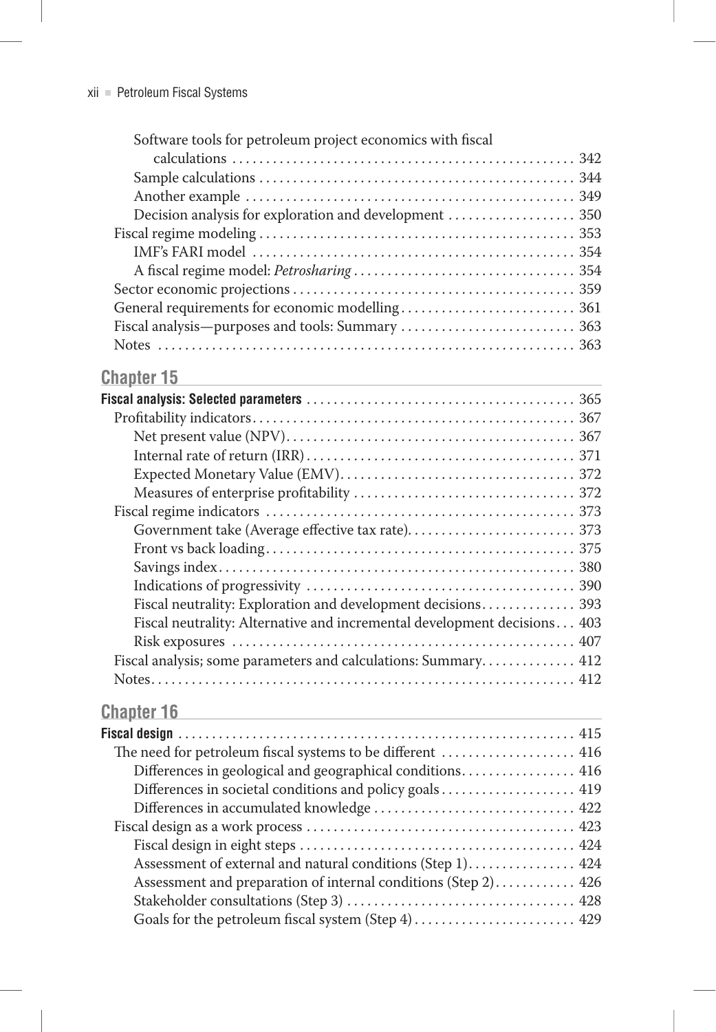Software tools for petroleum project economics with fiscal calculations . . . 342
- Sample calculations . . . 344
- Another example . . . 349
- Decision analysis for exploration and development . . . 350

Fiscal regime modeling . . . 353
- IMF's FARI model . . . 354
- A fiscal regime model: *Petrosharing* . . . 354

Sector economic projections . . . 359

General requirements for economic modelling . . . 361

Fiscal analysis—purposes and tools: Summary . . . 363

Notes . . . 363

## Chapter 15

**Fiscal analysis: Selected parameters . . . 365**

Profitability indicators . . . 367
- Net present value (NPV) . . . 367
- Internal rate of return (IRR) . . . 371
- Expected Monetary Value (EMV) . . . 372
- Measures of enterprise profitability . . . 372

Fiscal regime indicators . . . 373
- Government take (Average effective tax rate) . . . 373
- Front vs back loading . . . 375
- Savings index . . . 380
- Indications of progressivity . . . 390
- Fiscal neutrality: Exploration and development decisions . . . 393
- Fiscal neutrality: Alternative and incremental development decisions . . . 403
- Risk exposures . . . 407

Fiscal analysis; some parameters and calculations: Summary . . . 412

Notes . . . 412

## Chapter 16

**Fiscal design . . . 415**

The need for petroleum fiscal systems to be different . . . 416
- Differences in geological and geographical conditions . . . 416
- Differences in societal conditions and policy goals . . . 419
- Differences in accumulated knowledge . . . 422

Fiscal design as a work process . . . 423
- Fiscal design in eight steps . . . 424
- Assessment of external and natural conditions (Step 1) . . . 424
- Assessment and preparation of internal conditions (Step 2) . . . 426
- Stakeholder consultations (Step 3) . . . 428
- Goals for the petroleum fiscal system (Step 4) . . . 429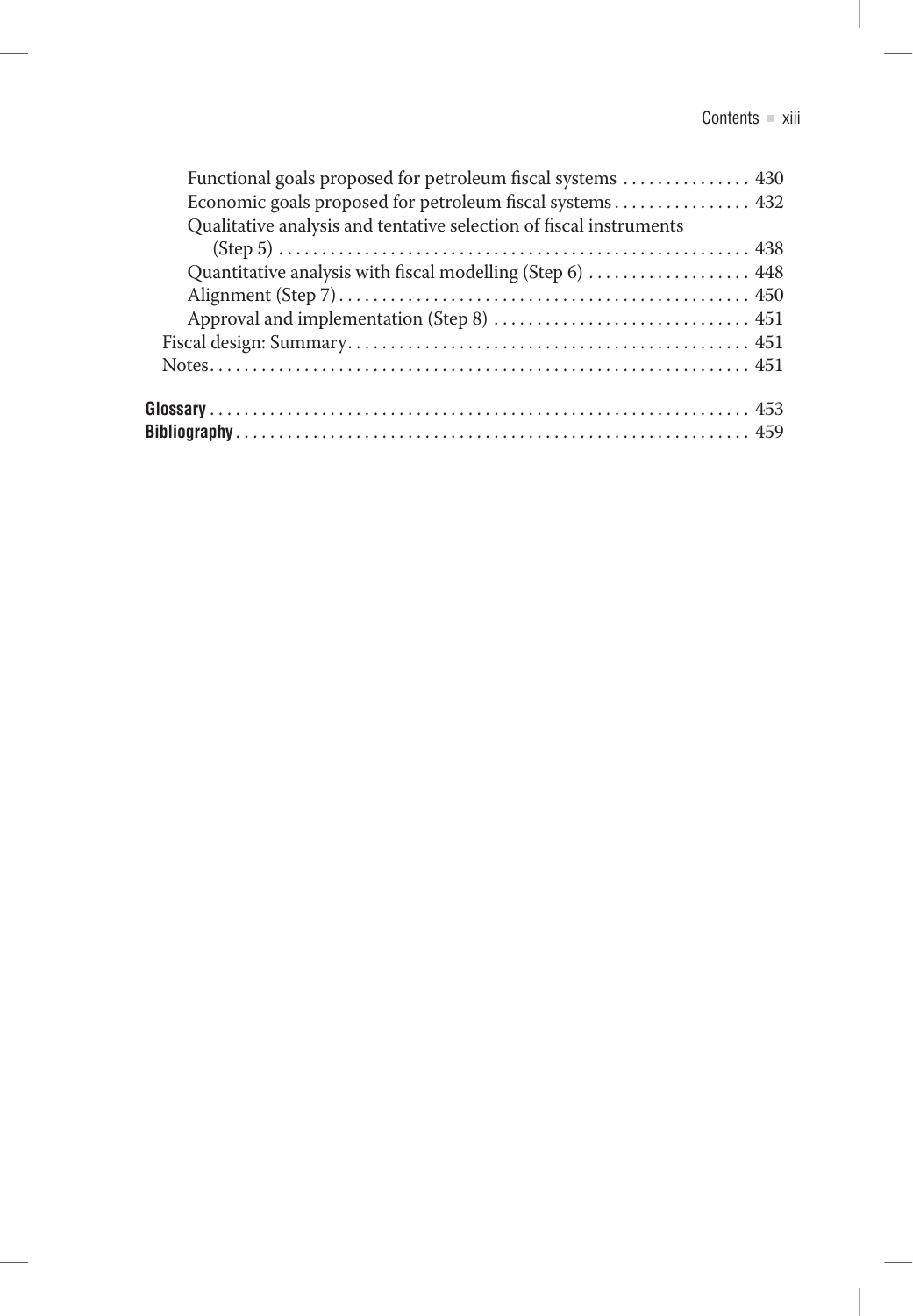Functional goals proposed for petroleum fiscal systems ............... 430
Economic goals proposed for petroleum fiscal systems ................ 432
Qualitative analysis and tentative selection of fiscal instruments (Step 5) ........................................................ 438
Quantitative analysis with fiscal modelling (Step 6) ................... 448
Alignment (Step 7) ................................................ 450
Approval and implementation (Step 8) .............................. 451

Fiscal design: Summary ............................................... 451

Notes ................................................................ 451

**Glossary** ................................................................ 453

**Bibliography** ............................................................ 459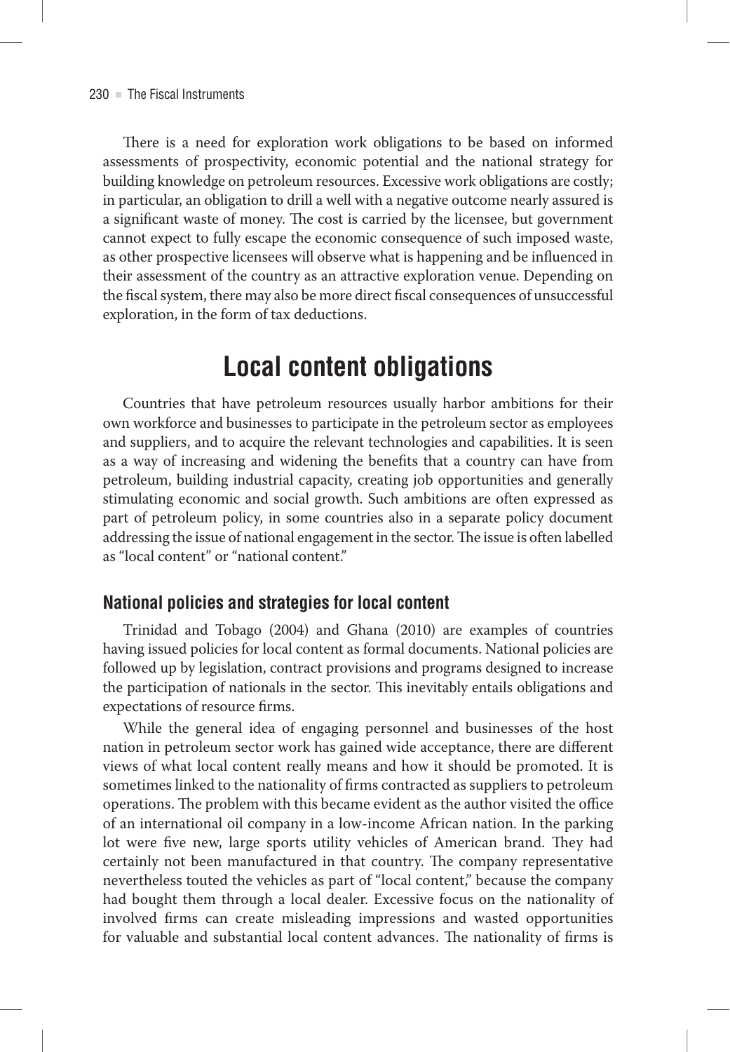There is a need for exploration work obligations to be based on informed assessments of prospectivity, economic potential and the national strategy for building knowledge on petroleum resources. Excessive work obligations are costly; in particular, an obligation to drill a well with a negative outcome nearly assured is a significant waste of money. The cost is carried by the licensee, but government cannot expect to fully escape the economic consequence of such imposed waste, as other prospective licensees will observe what is happening and be influenced in their assessment of the country as an attractive exploration venue. Depending on the fiscal system, there may also be more direct fiscal consequences of unsuccessful exploration, in the form of tax deductions.

# Local content obligations

Countries that have petroleum resources usually harbor ambitions for their own workforce and businesses to participate in the petroleum sector as employees and suppliers, and to acquire the relevant technologies and capabilities. It is seen as a way of increasing and widening the benefits that a country can have from petroleum, building industrial capacity, creating job opportunities and generally stimulating economic and social growth. Such ambitions are often expressed as part of petroleum policy, in some countries also in a separate policy document addressing the issue of national engagement in the sector. The issue is often labelled as "local content" or "national content."

## National policies and strategies for local content

Trinidad and Tobago (2004) and Ghana (2010) are examples of countries having issued policies for local content as formal documents. National policies are followed up by legislation, contract provisions and programs designed to increase the participation of nationals in the sector. This inevitably entails obligations and expectations of resource firms.

While the general idea of engaging personnel and businesses of the host nation in petroleum sector work has gained wide acceptance, there are different views of what local content really means and how it should be promoted. It is sometimes linked to the nationality of firms contracted as suppliers to petroleum operations. The problem with this became evident as the author visited the office of an international oil company in a low-income African nation. In the parking lot were five new, large sports utility vehicles of American brand. They had certainly not been manufactured in that country. The company representative nevertheless touted the vehicles as part of "local content," because the company had bought them through a local dealer. Excessive focus on the nationality of involved firms can create misleading impressions and wasted opportunities for valuable and substantial local content advances. The nationality of firms is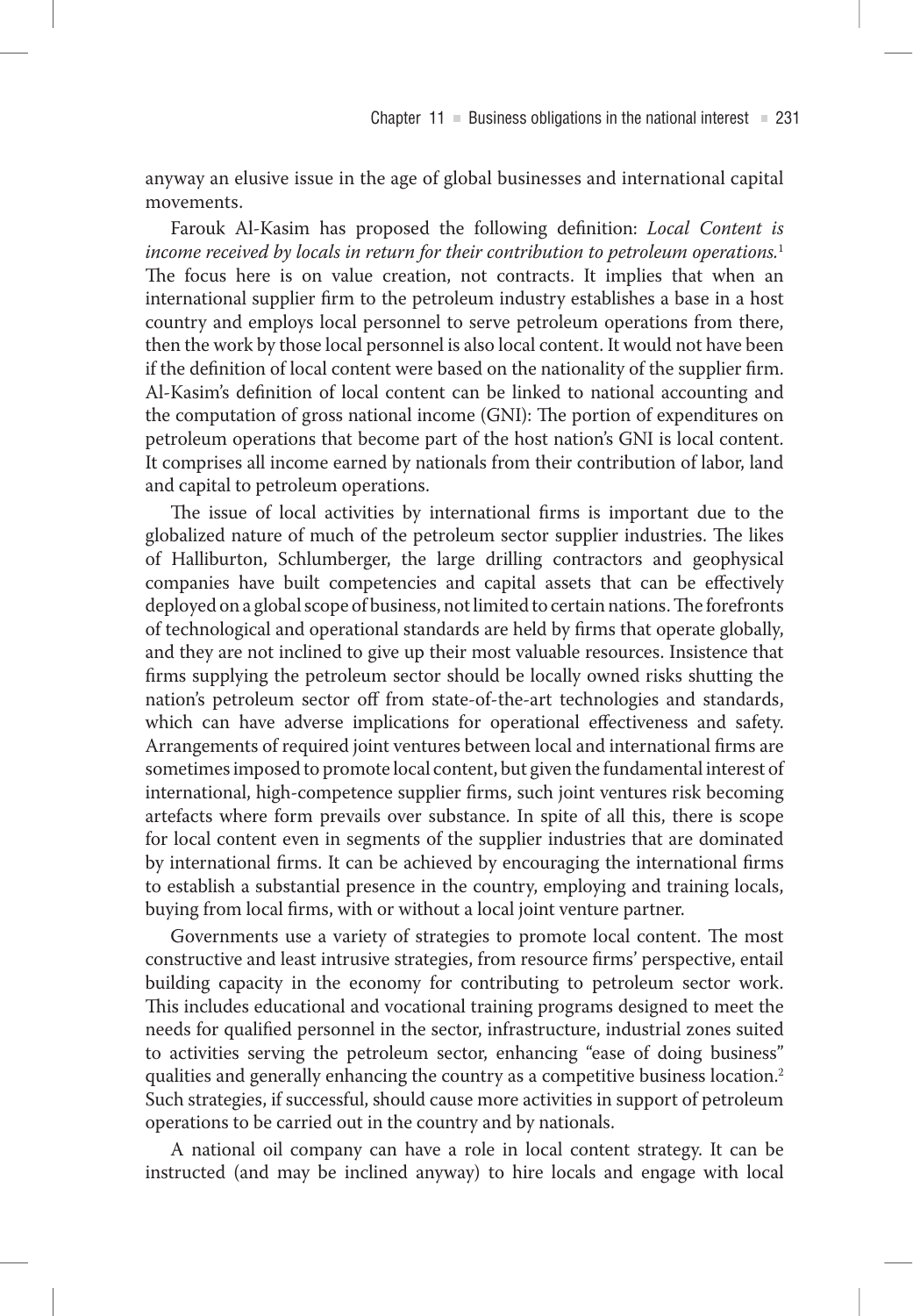anyway an elusive issue in the age of global businesses and international capital movements.

Farouk Al-Kasim has proposed the following definition: *Local Content is income received by locals in return for their contribution to petroleum operations.*[1] The focus here is on value creation, not contracts. It implies that when an international supplier firm to the petroleum industry establishes a base in a host country and employs local personnel to serve petroleum operations from there, then the work by those local personnel is also local content. It would not have been if the definition of local content were based on the nationality of the supplier firm. Al-Kasim's definition of local content can be linked to national accounting and the computation of gross national income (GNI): The portion of expenditures on petroleum operations that become part of the host nation's GNI is local content. It comprises all income earned by nationals from their contribution of labor, land and capital to petroleum operations.

The issue of local activities by international firms is important due to the globalized nature of much of the petroleum sector supplier industries. The likes of Halliburton, Schlumberger, the large drilling contractors and geophysical companies have built competencies and capital assets that can be effectively deployed on a global scope of business, not limited to certain nations. The forefronts of technological and operational standards are held by firms that operate globally, and they are not inclined to give up their most valuable resources. Insistence that firms supplying the petroleum sector should be locally owned risks shutting the nation's petroleum sector off from state-of-the-art technologies and standards, which can have adverse implications for operational effectiveness and safety. Arrangements of required joint ventures between local and international firms are sometimes imposed to promote local content, but given the fundamental interest of international, high-competence supplier firms, such joint ventures risk becoming artefacts where form prevails over substance. In spite of all this, there is scope for local content even in segments of the supplier industries that are dominated by international firms. It can be achieved by encouraging the international firms to establish a substantial presence in the country, employing and training locals, buying from local firms, with or without a local joint venture partner.

Governments use a variety of strategies to promote local content. The most constructive and least intrusive strategies, from resource firms' perspective, entail building capacity in the economy for contributing to petroleum sector work. This includes educational and vocational training programs designed to meet the needs for qualified personnel in the sector, infrastructure, industrial zones suited to activities serving the petroleum sector, enhancing "ease of doing business" qualities and generally enhancing the country as a competitive business location.[2] Such strategies, if successful, should cause more activities in support of petroleum operations to be carried out in the country and by nationals.

A national oil company can have a role in local content strategy. It can be instructed (and may be inclined anyway) to hire locals and engage with local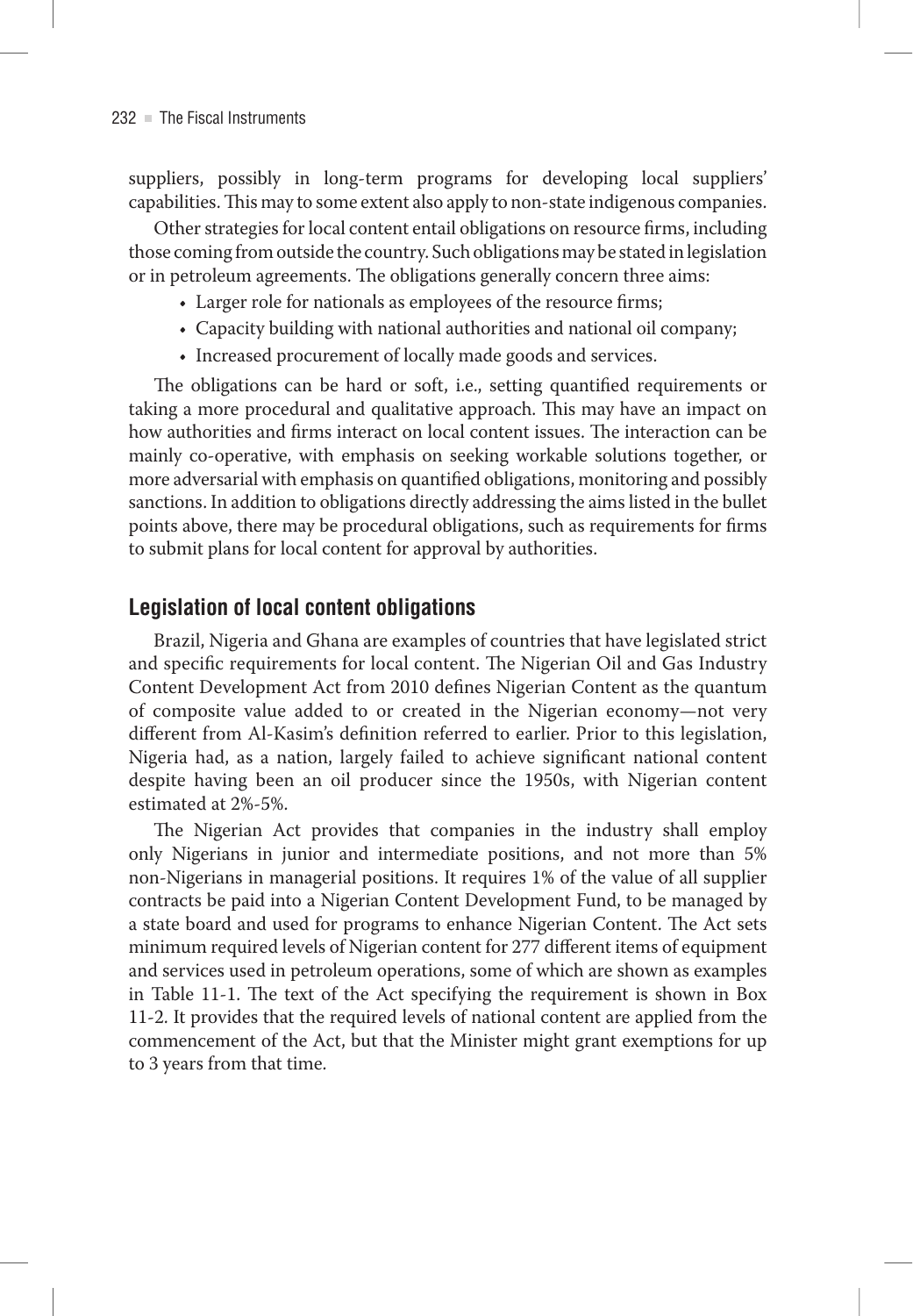suppliers, possibly in long-term programs for developing local suppliers' capabilities. This may to some extent also apply to non-state indigenous companies.

Other strategies for local content entail obligations on resource firms, including those coming from outside the country. Such obligations may be stated in legislation or in petroleum agreements. The obligations generally concern three aims:

- Larger role for nationals as employees of the resource firms;
- Capacity building with national authorities and national oil company;
- Increased procurement of locally made goods and services.

The obligations can be hard or soft, i.e., setting quantified requirements or taking a more procedural and qualitative approach. This may have an impact on how authorities and firms interact on local content issues. The interaction can be mainly co-operative, with emphasis on seeking workable solutions together, or more adversarial with emphasis on quantified obligations, monitoring and possibly sanctions. In addition to obligations directly addressing the aims listed in the bullet points above, there may be procedural obligations, such as requirements for firms to submit plans for local content for approval by authorities.

## Legislation of local content obligations

Brazil, Nigeria and Ghana are examples of countries that have legislated strict and specific requirements for local content. The Nigerian Oil and Gas Industry Content Development Act from 2010 defines Nigerian Content as the quantum of composite value added to or created in the Nigerian economy—not very different from Al-Kasim's definition referred to earlier. Prior to this legislation, Nigeria had, as a nation, largely failed to achieve significant national content despite having been an oil producer since the 1950s, with Nigerian content estimated at 2%-5%.

The Nigerian Act provides that companies in the industry shall employ only Nigerians in junior and intermediate positions, and not more than 5% non-Nigerians in managerial positions. It requires 1% of the value of all supplier contracts be paid into a Nigerian Content Development Fund, to be managed by a state board and used for programs to enhance Nigerian Content. The Act sets minimum required levels of Nigerian content for 277 different items of equipment and services used in petroleum operations, some of which are shown as examples in Table 11-1. The text of the Act specifying the requirement is shown in Box 11-2. It provides that the required levels of national content are applied from the commencement of the Act, but that the Minister might grant exemptions for up to 3 years from that time.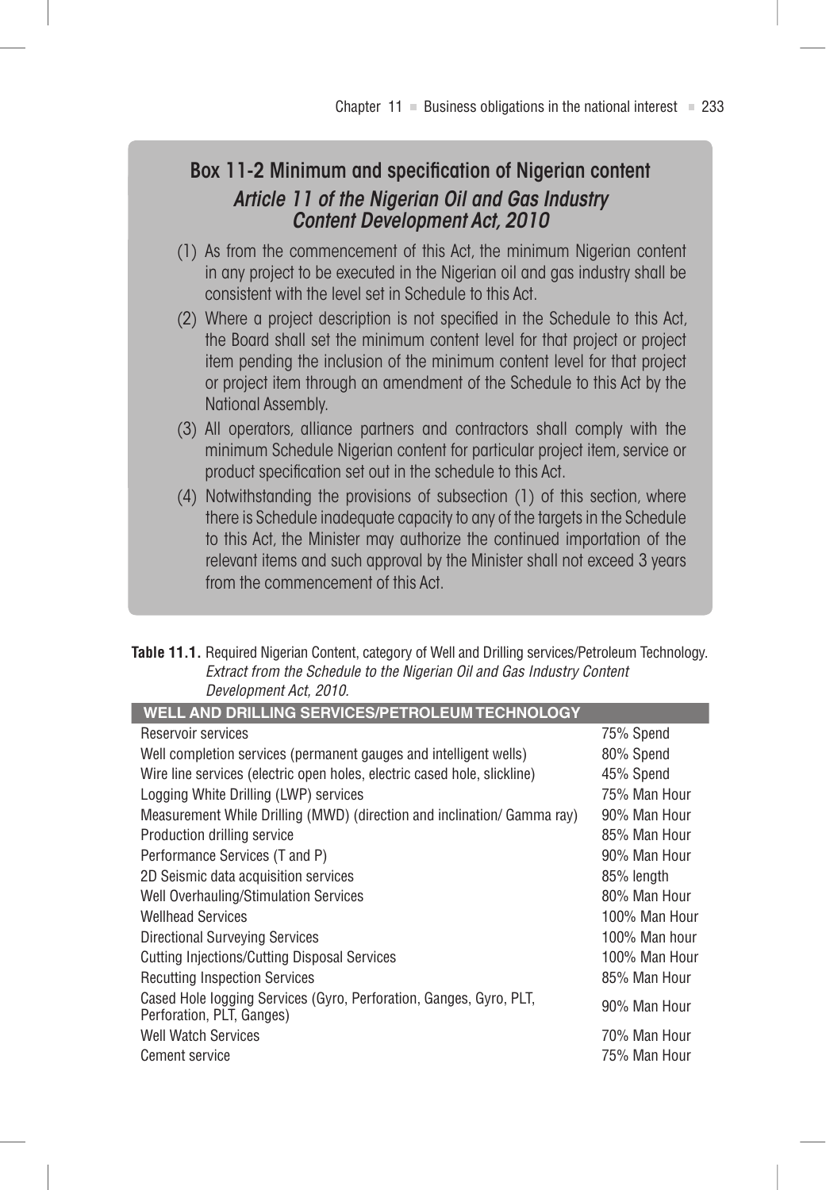## Box 11-2 Minimum and specification of Nigerian content

### *Article 11 of the Nigerian Oil and Gas Industry Content Development Act, 2010*

(1) As from the commencement of this Act, the minimum Nigerian content in any project to be executed in the Nigerian oil and gas industry shall be consistent with the level set in Schedule to this Act.

(2) Where a project description is not specified in the Schedule to this Act, the Board shall set the minimum content level for that project or project item pending the inclusion of the minimum content level for that project or project item through an amendment of the Schedule to this Act by the National Assembly.

(3) All operators, alliance partners and contractors shall comply with the minimum Schedule Nigerian content for particular project item, service or product specification set out in the schedule to this Act.

(4) Notwithstanding the provisions of subsection (1) of this section, where there is Schedule inadequate capacity to any of the targets in the Schedule to this Act, the Minister may authorize the continued importation of the relevant items and such approval by the Minister shall not exceed 3 years from the commencement of this Act.

**Table 11.1.** Required Nigerian Content, category of Well and Drilling services/Petroleum Technology. *Extract from the Schedule to the Nigerian Oil and Gas Industry Content Development Act, 2010.*

| WELL AND DRILLING SERVICES/PETROLEUM TECHNOLOGY | |
|---|---|
| Reservoir services | 75% Spend |
| Well completion services (permanent gauges and intelligent wells) | 80% Spend |
| Wire line services (electric open holes, electric cased hole, slickline) | 45% Spend |
| Logging White Drilling (LWP) services | 75% Man Hour |
| Measurement While Drilling (MWD) (direction and inclination/ Gamma ray) | 90% Man Hour |
| Production drilling service | 85% Man Hour |
| Performance Services (T and P) | 90% Man Hour |
| 2D Seismic data acquisition services | 85% length |
| Well Overhauling/Stimulation Services | 80% Man Hour |
| Wellhead Services | 100% Man Hour |
| Directional Surveying Services | 100% Man hour |
| Cutting Injections/Cutting Disposal Services | 100% Man Hour |
| Recutting Inspection Services | 85% Man Hour |
| Cased Hole logging Services (Gyro, Perforation, Ganges, Gyro, PLT, Perforation, PLT, Ganges) | 90% Man Hour |
| Well Watch Services | 70% Man Hour |
| Cement service | 75% Man Hour |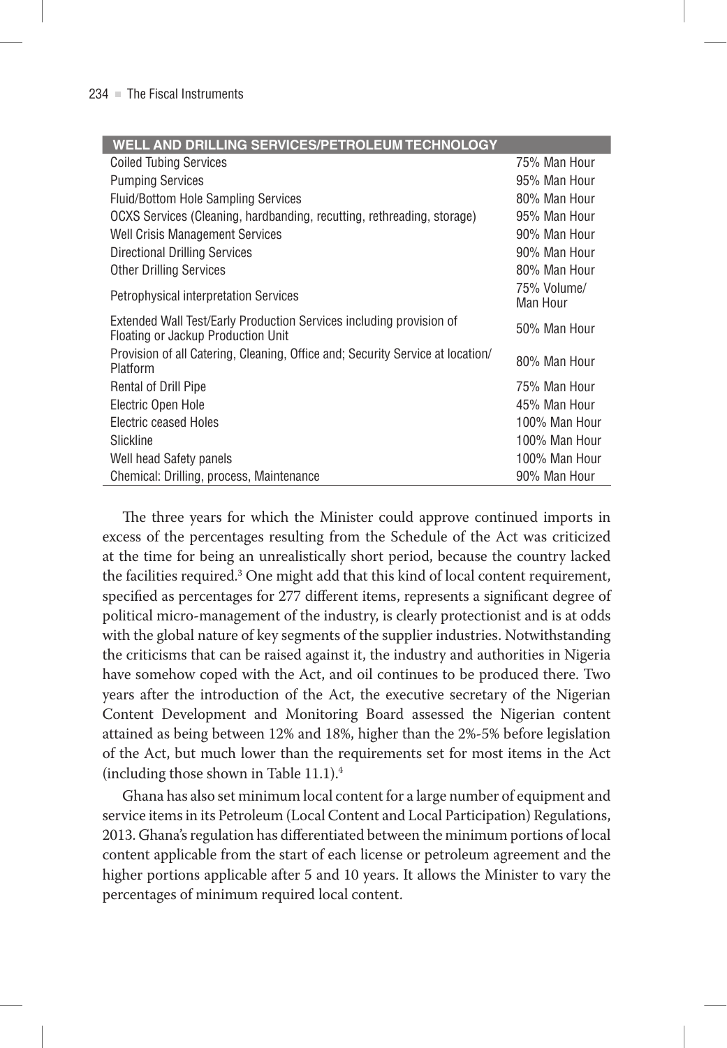| WELL AND DRILLING SERVICES/PETROLEUM TECHNOLOGY | |
|---|---|
| Coiled Tubing Services | 75% Man Hour |
| Pumping Services | 95% Man Hour |
| Fluid/Bottom Hole Sampling Services | 80% Man Hour |
| OCXS Services (Cleaning, hardbanding, recutting, rethreading, storage) | 95% Man Hour |
| Well Crisis Management Services | 90% Man Hour |
| Directional Drilling Services | 90% Man Hour |
| Other Drilling Services | 80% Man Hour |
| Petrophysical interpretation Services | 75% Volume/ Man Hour |
| Extended Wall Test/Early Production Services including provision of Floating or Jackup Production Unit | 50% Man Hour |
| Provision of all Catering, Cleaning, Office and; Security Service at location/ Platform | 80% Man Hour |
| Rental of Drill Pipe | 75% Man Hour |
| Electric Open Hole | 45% Man Hour |
| Electric ceased Holes | 100% Man Hour |
| Slickline | 100% Man Hour |
| Well head Safety panels | 100% Man Hour |
| Chemical: Drilling, process, Maintenance | 90% Man Hour |

The three years for which the Minister could approve continued imports in excess of the percentages resulting from the Schedule of the Act was criticized at the time for being an unrealistically short period, because the country lacked the facilities required.[3] One might add that this kind of local content requirement, specified as percentages for 277 different items, represents a significant degree of political micro-management of the industry, is clearly protectionist and is at odds with the global nature of key segments of the supplier industries. Notwithstanding the criticisms that can be raised against it, the industry and authorities in Nigeria have somehow coped with the Act, and oil continues to be produced there. Two years after the introduction of the Act, the executive secretary of the Nigerian Content Development and Monitoring Board assessed the Nigerian content attained as being between 12% and 18%, higher than the 2%-5% before legislation of the Act, but much lower than the requirements set for most items in the Act (including those shown in Table 11.1).[4]

Ghana has also set minimum local content for a large number of equipment and service items in its Petroleum (Local Content and Local Participation) Regulations, 2013. Ghana's regulation has differentiated between the minimum portions of local content applicable from the start of each license or petroleum agreement and the higher portions applicable after 5 and 10 years. It allows the Minister to vary the percentages of minimum required local content.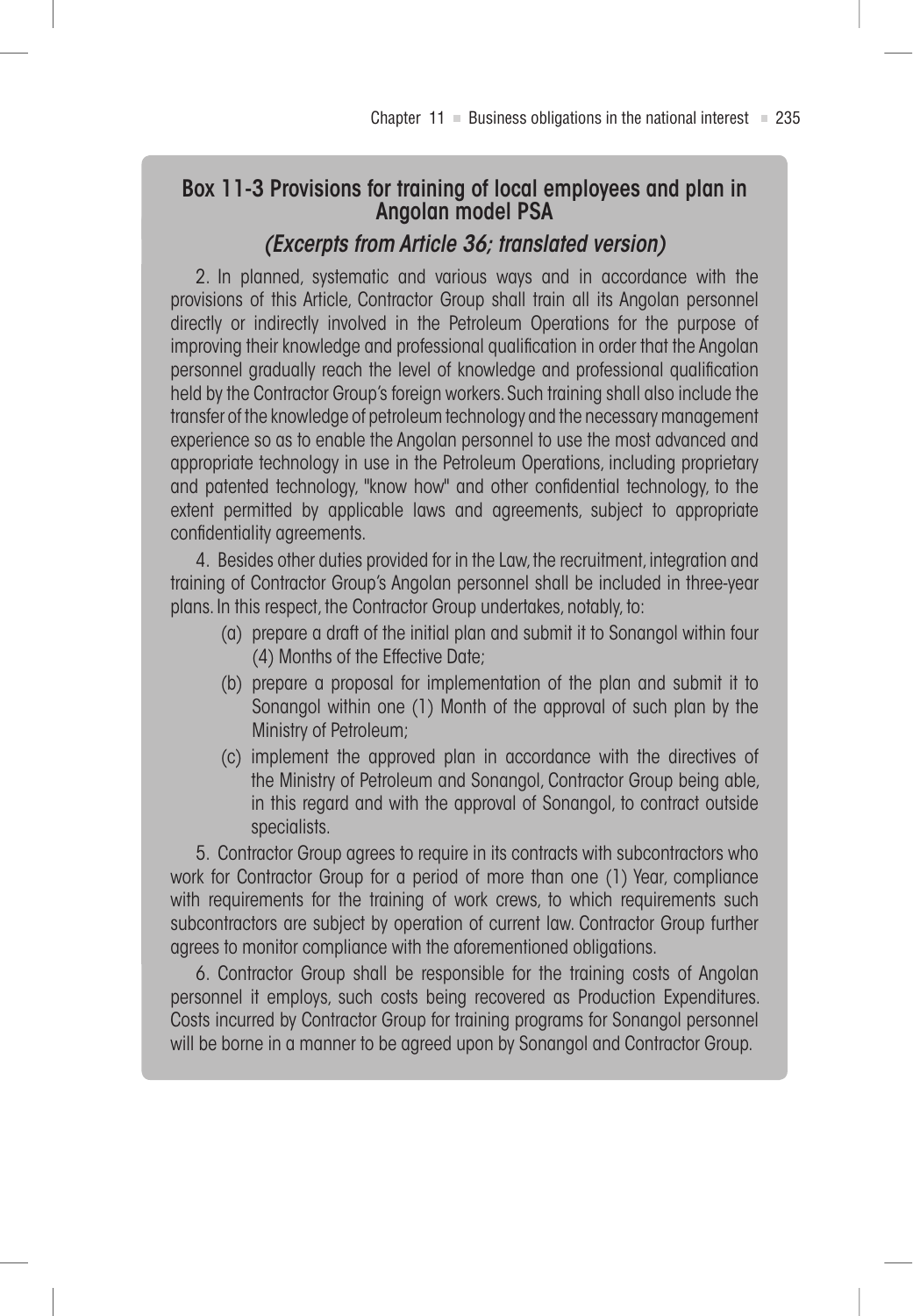## Box 11-3 Provisions for training of local employees and plan in Angolan model PSA

### *(Excerpts from Article 36; translated version)*

2. In planned, systematic and various ways and in accordance with the provisions of this Article, Contractor Group shall train all its Angolan personnel directly or indirectly involved in the Petroleum Operations for the purpose of improving their knowledge and professional qualification in order that the Angolan personnel gradually reach the level of knowledge and professional qualification held by the Contractor Group's foreign workers. Such training shall also include the transfer of the knowledge of petroleum technology and the necessary management experience so as to enable the Angolan personnel to use the most advanced and appropriate technology in use in the Petroleum Operations, including proprietary and patented technology, "know how" and other confidential technology, to the extent permitted by applicable laws and agreements, subject to appropriate confidentiality agreements.

4. Besides other duties provided for in the Law, the recruitment, integration and training of Contractor Group's Angolan personnel shall be included in three-year plans. In this respect, the Contractor Group undertakes, notably, to:

(a) prepare a draft of the initial plan and submit it to Sonangol within four (4) Months of the Effective Date;

(b) prepare a proposal for implementation of the plan and submit it to Sonangol within one (1) Month of the approval of such plan by the Ministry of Petroleum;

(c) implement the approved plan in accordance with the directives of the Ministry of Petroleum and Sonangol, Contractor Group being able, in this regard and with the approval of Sonangol, to contract outside specialists.

5. Contractor Group agrees to require in its contracts with subcontractors who work for Contractor Group for a period of more than one (1) Year, compliance with requirements for the training of work crews, to which requirements such subcontractors are subject by operation of current law. Contractor Group further agrees to monitor compliance with the aforementioned obligations.

6. Contractor Group shall be responsible for the training costs of Angolan personnel it employs, such costs being recovered as Production Expenditures. Costs incurred by Contractor Group for training programs for Sonangol personnel will be borne in a manner to be agreed upon by Sonangol and Contractor Group.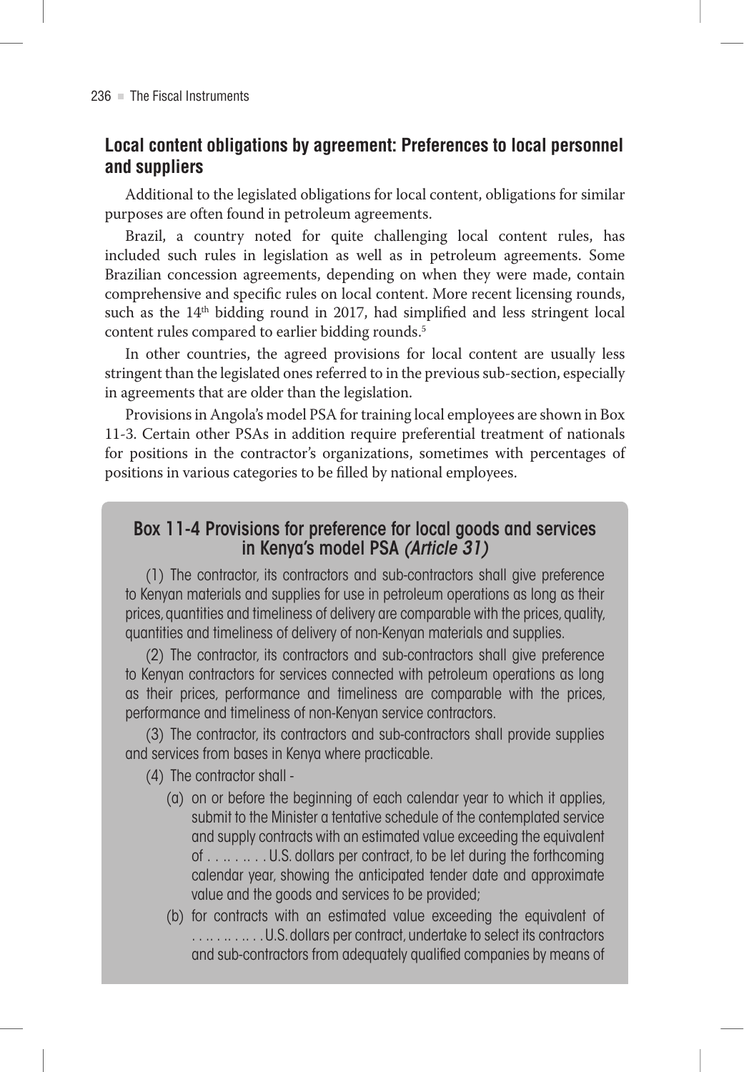## Local content obligations by agreement: Preferences to local personnel and suppliers

Additional to the legislated obligations for local content, obligations for similar purposes are often found in petroleum agreements.

Brazil, a country noted for quite challenging local content rules, has included such rules in legislation as well as in petroleum agreements. Some Brazilian concession agreements, depending on when they were made, contain comprehensive and specific rules on local content. More recent licensing rounds, such as the 14th bidding round in 2017, had simplified and less stringent local content rules compared to earlier bidding rounds.[5]

In other countries, the agreed provisions for local content are usually less stringent than the legislated ones referred to in the previous sub-section, especially in agreements that are older than the legislation.

Provisions in Angola's model PSA for training local employees are shown in Box 11-3. Certain other PSAs in addition require preferential treatment of nationals for positions in the contractor's organizations, sometimes with percentages of positions in various categories to be filled by national employees.

### Box 11-4 Provisions for preference for local goods and services in Kenya's model PSA *(Article 31)*

(1) The contractor, its contractors and sub-contractors shall give preference to Kenyan materials and supplies for use in petroleum operations as long as their prices, quantities and timeliness of delivery are comparable with the prices, quality, quantities and timeliness of delivery of non-Kenyan materials and supplies.

(2) The contractor, its contractors and sub-contractors shall give preference to Kenyan contractors for services connected with petroleum operations as long as their prices, performance and timeliness are comparable with the prices, performance and timeliness of non-Kenyan service contractors.

(3) The contractor, its contractors and sub-contractors shall provide supplies and services from bases in Kenya where practicable.

(4) The contractor shall -

- (a) on or before the beginning of each calendar year to which it applies, submit to the Minister a tentative schedule of the contemplated service and supply contracts with an estimated value exceeding the equivalent of . . .. . .. . . U.S. dollars per contract, to be let during the forthcoming calendar year, showing the anticipated tender date and approximate value and the goods and services to be provided;
- (b) for contracts with an estimated value exceeding the equivalent of . . .. . .. . .. . U.S. dollars per contract, undertake to select its contractors and sub-contractors from adequately qualified companies by means of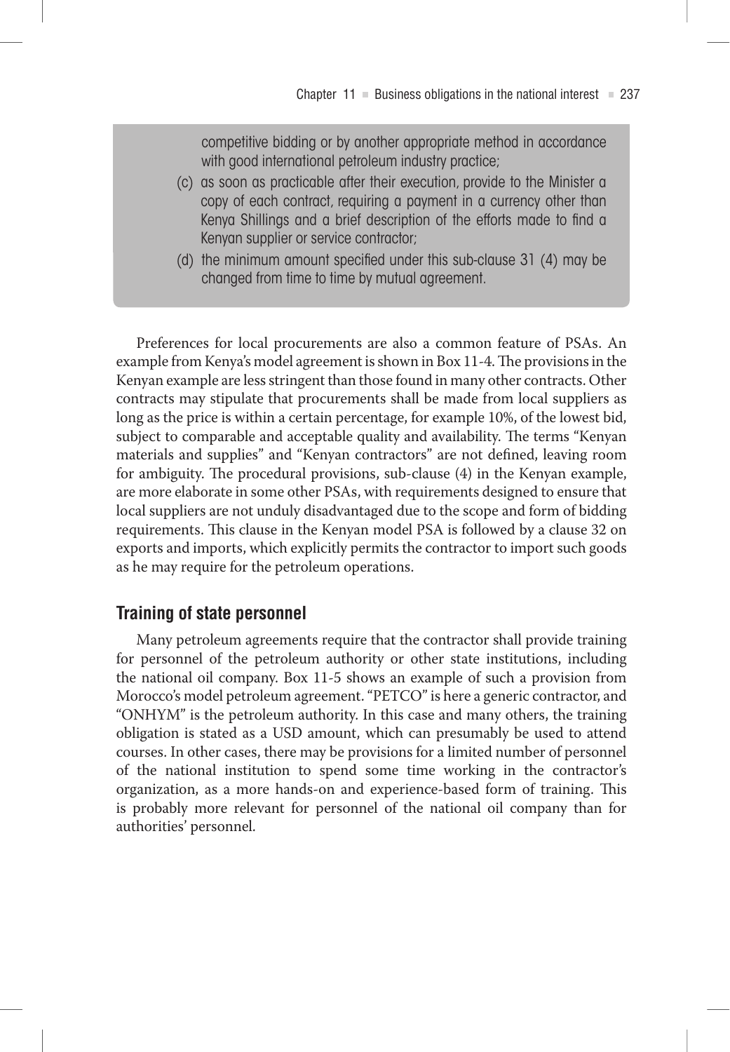competitive bidding or by another appropriate method in accordance with good international petroleum industry practice;

(c) as soon as practicable after their execution, provide to the Minister a copy of each contract, requiring a payment in a currency other than Kenya Shillings and a brief description of the efforts made to find a Kenyan supplier or service contractor;

(d) the minimum amount specified under this sub-clause 31 (4) may be changed from time to time by mutual agreement.

Preferences for local procurements are also a common feature of PSAs. An example from Kenya's model agreement is shown in Box 11-4. The provisions in the Kenyan example are less stringent than those found in many other contracts. Other contracts may stipulate that procurements shall be made from local suppliers as long as the price is within a certain percentage, for example 10%, of the lowest bid, subject to comparable and acceptable quality and availability. The terms "Kenyan materials and supplies" and "Kenyan contractors" are not defined, leaving room for ambiguity. The procedural provisions, sub-clause (4) in the Kenyan example, are more elaborate in some other PSAs, with requirements designed to ensure that local suppliers are not unduly disadvantaged due to the scope and form of bidding requirements. This clause in the Kenyan model PSA is followed by a clause 32 on exports and imports, which explicitly permits the contractor to import such goods as he may require for the petroleum operations.

## Training of state personnel

Many petroleum agreements require that the contractor shall provide training for personnel of the petroleum authority or other state institutions, including the national oil company. Box 11-5 shows an example of such a provision from Morocco's model petroleum agreement. "PETCO" is here a generic contractor, and "ONHYM" is the petroleum authority. In this case and many others, the training obligation is stated as a USD amount, which can presumably be used to attend courses. In other cases, there may be provisions for a limited number of personnel of the national institution to spend some time working in the contractor's organization, as a more hands-on and experience-based form of training. This is probably more relevant for personnel of the national oil company than for authorities' personnel.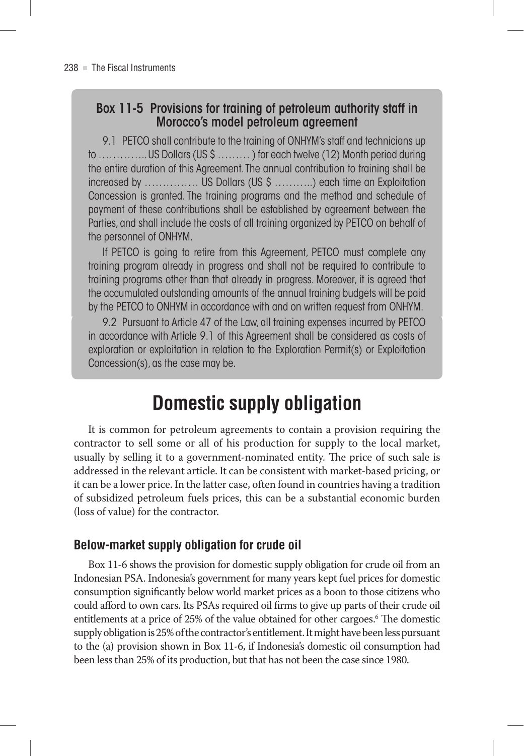### Box 11-5 Provisions for training of petroleum authority staff in Morocco's model petroleum agreement

9.1 PETCO shall contribute to the training of ONHYM's staff and technicians up to ………….. US Dollars (US $ ……… ) for each twelve (12) Month period during the entire duration of this Agreement. The annual contribution to training shall be increased by …………… US Dollars (US $ ………..) each time an Exploitation Concession is granted. The training programs and the method and schedule of payment of these contributions shall be established by agreement between the Parties, and shall include the costs of all training organized by PETCO on behalf of the personnel of ONHYM.

If PETCO is going to retire from this Agreement, PETCO must complete any training program already in progress and shall not be required to contribute to training programs other than that already in progress. Moreover, it is agreed that the accumulated outstanding amounts of the annual training budgets will be paid by the PETCO to ONHYM in accordance with and on written request from ONHYM.

9.2 Pursuant to Article 47 of the Law, all training expenses incurred by PETCO in accordance with Article 9.1 of this Agreement shall be considered as costs of exploration or exploitation in relation to the Exploration Permit(s) or Exploitation Concession(s), as the case may be.

# Domestic supply obligation

It is common for petroleum agreements to contain a provision requiring the contractor to sell some or all of his production for supply to the local market, usually by selling it to a government-nominated entity. The price of such sale is addressed in the relevant article. It can be consistent with market-based pricing, or it can be a lower price. In the latter case, often found in countries having a tradition of subsidized petroleum fuels prices, this can be a substantial economic burden (loss of value) for the contractor.

## Below-market supply obligation for crude oil

Box 11-6 shows the provision for domestic supply obligation for crude oil from an Indonesian PSA. Indonesia's government for many years kept fuel prices for domestic consumption significantly below world market prices as a boon to those citizens who could afford to own cars. Its PSAs required oil firms to give up parts of their crude oil entitlements at a price of 25% of the value obtained for other cargoes.[6] The domestic supply obligation is 25% of the contractor's entitlement. It might have been less pursuant to the (a) provision shown in Box 11-6, if Indonesia's domestic oil consumption had been less than 25% of its production, but that has not been the case since 1980.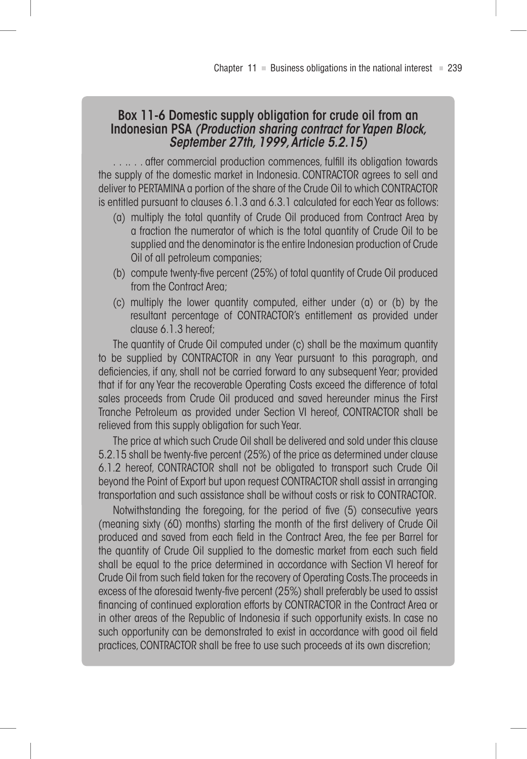### Box 11-6 Domestic supply obligation for crude oil from an Indonesian PSA *(Production sharing contract for Yapen Block, September 27th, 1999, Article 5.2.15)*

. . .. . . after commercial production commences, fulfill its obligation towards the supply of the domestic market in Indonesia. CONTRACTOR agrees to sell and deliver to PERTAMINA a portion of the share of the Crude Oil to which CONTRACTOR is entitled pursuant to clauses 6.1.3 and 6.3.1 calculated for each Year as follows:

(a) multiply the total quantity of Crude Oil produced from Contract Area by a fraction the numerator of which is the total quantity of Crude Oil to be supplied and the denominator is the entire Indonesian production of Crude Oil of all petroleum companies;

(b) compute twenty-five percent (25%) of total quantity of Crude Oil produced from the Contract Area;

(c) multiply the lower quantity computed, either under (a) or (b) by the resultant percentage of CONTRACTOR's entitlement as provided under clause 6.1.3 hereof;

The quantity of Crude Oil computed under (c) shall be the maximum quantity to be supplied by CONTRACTOR in any Year pursuant to this paragraph, and deficiencies, if any, shall not be carried forward to any subsequent Year; provided that if for any Year the recoverable Operating Costs exceed the difference of total sales proceeds from Crude Oil produced and saved hereunder minus the First Tranche Petroleum as provided under Section VI hereof, CONTRACTOR shall be relieved from this supply obligation for such Year.

The price at which such Crude Oil shall be delivered and sold under this clause 5.2.15 shall be twenty-five percent (25%) of the price as determined under clause 6.1.2 hereof, CONTRACTOR shall not be obligated to transport such Crude Oil beyond the Point of Export but upon request CONTRACTOR shall assist in arranging transportation and such assistance shall be without costs or risk to CONTRACTOR.

Notwithstanding the foregoing, for the period of five (5) consecutive years (meaning sixty (60) months) starting the month of the first delivery of Crude Oil produced and saved from each field in the Contract Area, the fee per Barrel for the quantity of Crude Oil supplied to the domestic market from each such field shall be equal to the price determined in accordance with Section VI hereof for Crude Oil from such field taken for the recovery of Operating Costs. The proceeds in excess of the aforesaid twenty-five percent (25%) shall preferably be used to assist financing of continued exploration efforts by CONTRACTOR in the Contract Area or in other areas of the Republic of Indonesia if such opportunity exists. In case no such opportunity can be demonstrated to exist in accordance with good oil field practices, CONTRACTOR shall be free to use such proceeds at its own discretion;